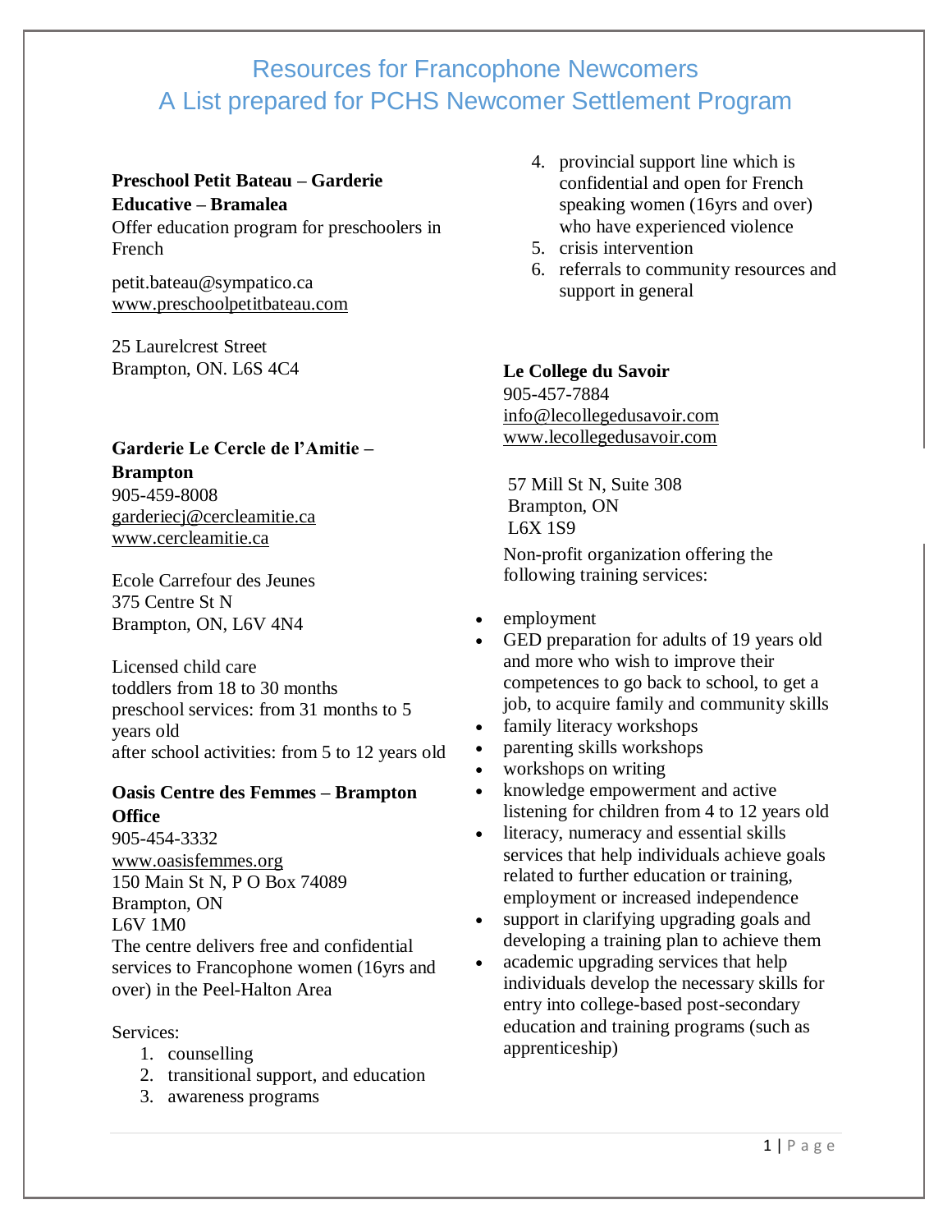# Resources for Francophone Newcomers
# A List prepared for PCHS Newcomer Settlement Program

**Preschool Petit Bateau – Garderie Educative – Bramalea**
Offer education program for preschoolers in French

petit.bateau@sympatico.ca
www.preschoolpetitbateau.com

25 Laurelcrest Street
Brampton, ON. L6S 4C4

**Garderie Le Cercle de l'Amitie – Brampton**
905-459-8008
garderiecj@cercleamitie.ca
www.cercleamitie.ca

Ecole Carrefour des Jeunes
375 Centre St N
Brampton, ON, L6V 4N4

Licensed child care
toddlers from 18 to 30 months
preschool services: from 31 months to 5 years old
after school activities: from 5 to 12 years old

**Oasis Centre des Femmes – Brampton Office**
905-454-3332
www.oasisfemmes.org
150 Main St N, P O Box 74089
Brampton, ON
L6V 1M0
The centre delivers free and confidential services to Francophone women (16yrs and over) in the Peel-Halton Area

Services:

1. counselling
2. transitional support, and education
3. awareness programs
4. provincial support line which is confidential and open for French speaking women (16yrs and over) who have experienced violence
5. crisis intervention
6. referrals to community resources and support in general

**Le College du Savoir**
905-457-7884
info@lecollegedusavoir.com
www.lecollegedusavoir.com

57 Mill St N, Suite 308
Brampton, ON
L6X 1S9

Non-profit organization offering the following training services:

- employment
- GED preparation for adults of 19 years old and more who wish to improve their competences to go back to school, to get a job, to acquire family and community skills
- family literacy workshops
- parenting skills workshops
- workshops on writing
- knowledge empowerment and active listening for children from 4 to 12 years old
- literacy, numeracy and essential skills services that help individuals achieve goals related to further education or training, employment or increased independence
- support in clarifying upgrading goals and developing a training plan to achieve them
- academic upgrading services that help individuals develop the necessary skills for entry into college-based post-secondary education and training programs (such as apprenticeship)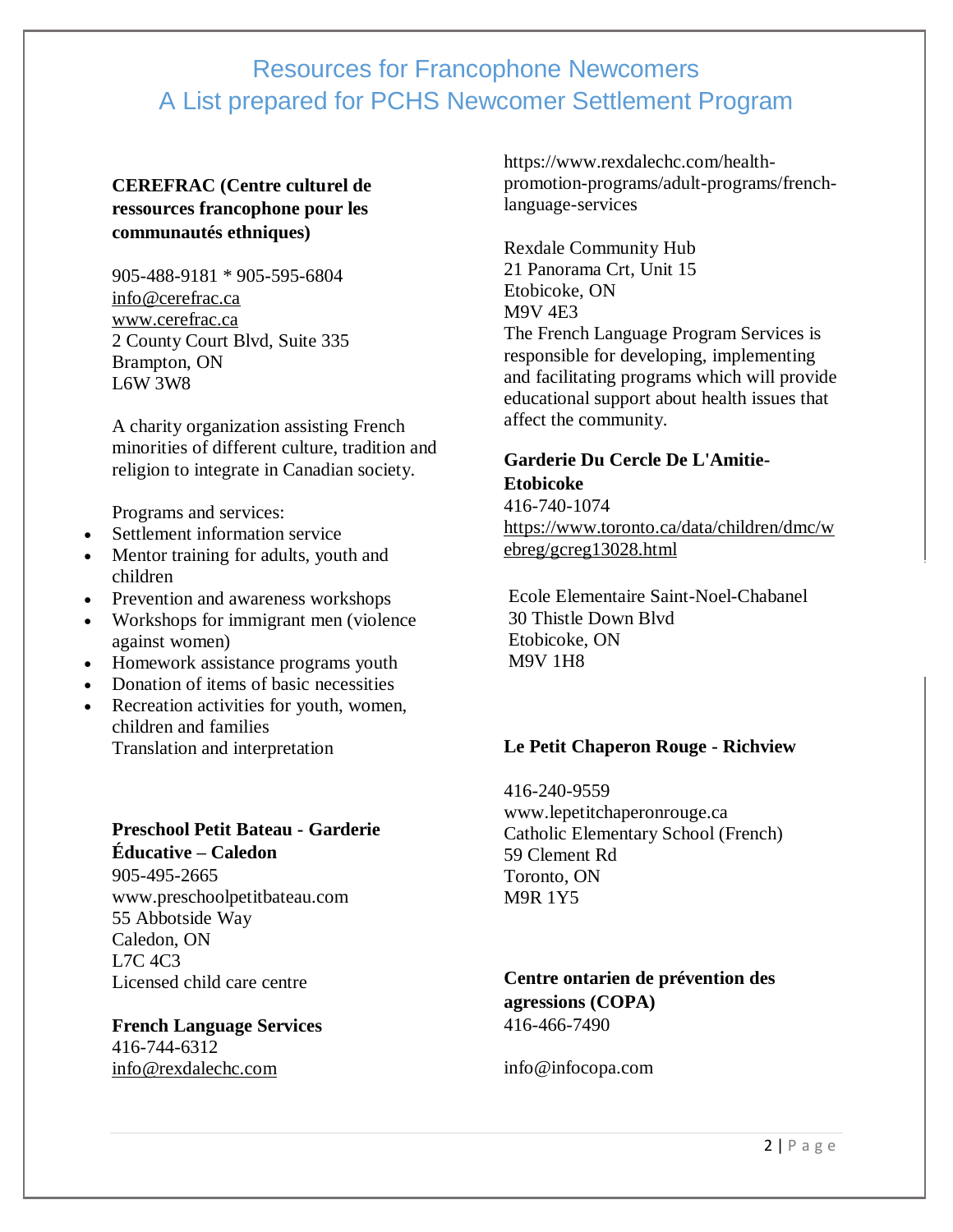# Resources for Francophone Newcomers
# A List prepared for PCHS Newcomer Settlement Program

**CEREFRAC (Centre culturel de ressources francophone pour les communautés ethniques)**

905-488-9181 * 905-595-6804
info@cerefrac.ca
www.cerefrac.ca
2 County Court Blvd, Suite 335
Brampton, ON
L6W 3W8

A charity organization assisting French minorities of different culture, tradition and religion to integrate in Canadian society.

Programs and services:

- Settlement information service
- Mentor training for adults, youth and children
- Prevention and awareness workshops
- Workshops for immigrant men (violence against women)
- Homework assistance programs youth
- Donation of items of basic necessities
- Recreation activities for youth, women, children and families
  Translation and interpretation

**Preschool Petit Bateau - Garderie Éducative – Caledon**
905-495-2665
www.preschoolpetitbateau.com
55 Abbotside Way
Caledon, ON
L7C 4C3
Licensed child care centre

**French Language Services**
416-744-6312
info@rexdalechc.com
https://www.rexdalechc.com/health-promotion-programs/adult-programs/french-language-services

Rexdale Community Hub
21 Panorama Crt, Unit 15
Etobicoke, ON
M9V 4E3
The French Language Program Services is responsible for developing, implementing and facilitating programs which will provide educational support about health issues that affect the community.

**Garderie Du Cercle De L'Amitie-Etobicoke**
416-740-1074
https://www.toronto.ca/data/children/dmc/webreg/gcreg13028.html

Ecole Elementaire Saint-Noel-Chabanel
30 Thistle Down Blvd
Etobicoke, ON
M9V 1H8

**Le Petit Chaperon Rouge - Richview**

416-240-9559
www.lepetitchaperonrouge.ca
Catholic Elementary School (French)
59 Clement Rd
Toronto, ON
M9R 1Y5

**Centre ontarien de prévention des agressions (COPA)**
416-466-7490

info@infocopa.com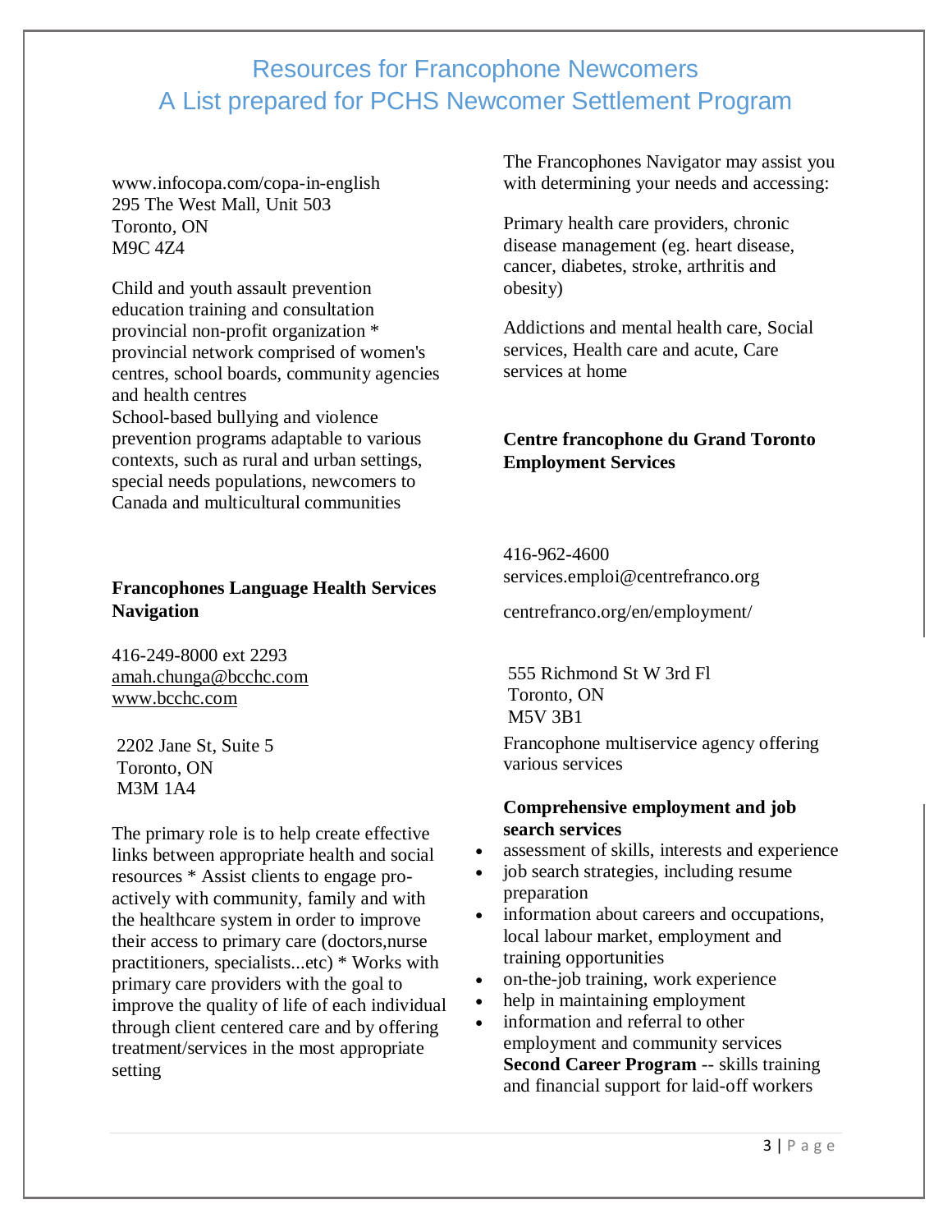# Resources for Francophone Newcomers
# A List prepared for PCHS Newcomer Settlement Program

www.infocopa.com/copa-in-english
295 The West Mall, Unit 503
Toronto, ON
M9C 4Z4

Child and youth assault prevention education training and consultation provincial non-profit organization * provincial network comprised of women's centres, school boards, community agencies and health centres
School-based bullying and violence prevention programs adaptable to various contexts, such as rural and urban settings, special needs populations, newcomers to Canada and multicultural communities

**Francophones Language Health Services Navigation**

416-249-8000 ext 2293
amah.chunga@bcchc.com
www.bcchc.com

2202 Jane St, Suite 5
Toronto, ON
M3M 1A4

The primary role is to help create effective links between appropriate health and social resources * Assist clients to engage pro-actively with community, family and with the healthcare system in order to improve their access to primary care (doctors,nurse practitioners, specialists...etc) * Works with primary care providers with the goal to improve the quality of life of each individual through client centered care and by offering treatment/services in the most appropriate setting

The Francophones Navigator may assist you with determining your needs and accessing:

Primary health care providers, chronic disease management (eg. heart disease, cancer, diabetes, stroke, arthritis and obesity)

Addictions and mental health care, Social services, Health care and acute, Care services at home

**Centre francophone du Grand Toronto Employment Services**

416-962-4600
services.emploi@centrefranco.org

centrefranco.org/en/employment/

555 Richmond St W 3rd Fl
Toronto, ON
M5V 3B1

Francophone multiservice agency offering various services

**Comprehensive employment and job search services**

- assessment of skills, interests and experience
- job search strategies, including resume preparation
- information about careers and occupations, local labour market, employment and training opportunities
- on-the-job training, work experience
- help in maintaining employment
- information and referral to other employment and community services

**Second Career Program** -- skills training and financial support for laid-off workers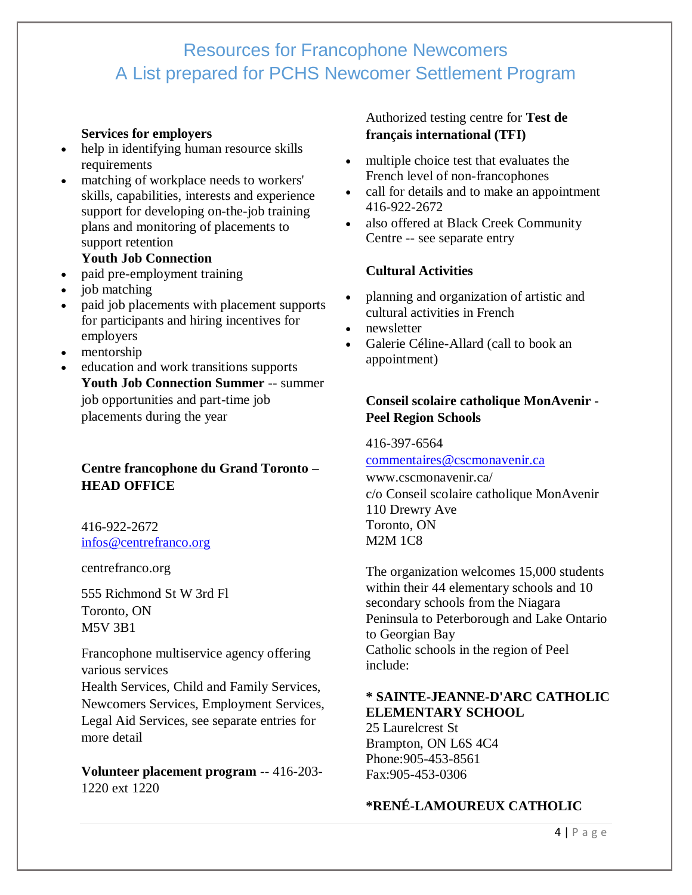Resources for Francophone Newcomers
A List prepared for PCHS Newcomer Settlement Program

**Services for employers**

- help in identifying human resource skills requirements
- matching of workplace needs to workers' skills, capabilities, interests and experience support for developing on-the-job training plans and monitoring of placements to support retention

**Youth Job Connection**

- paid pre-employment training
- job matching
- paid job placements with placement supports for participants and hiring incentives for employers
- mentorship
- education and work transitions supports

**Youth Job Connection Summer** -- summer job opportunities and part-time job placements during the year

### Centre francophone du Grand Toronto – HEAD OFFICE

416-922-2672
infos@centrefranco.org

centrefranco.org

555 Richmond St W 3rd Fl
Toronto, ON
M5V 3B1

Francophone multiservice agency offering various services
Health Services, Child and Family Services, Newcomers Services, Employment Services, Legal Aid Services, see separate entries for more detail

**Volunteer placement program** -- 416-203-1220 ext 1220

Authorized testing centre for **Test de français international (TFI)**

- multiple choice test that evaluates the French level of non-francophones
- call for details and to make an appointment 416-922-2672
- also offered at Black Creek Community Centre -- see separate entry

**Cultural Activities**

- planning and organization of artistic and cultural activities in French
- newsletter
- Galerie Céline-Allard (call to book an appointment)

### Conseil scolaire catholique MonAvenir - Peel Region Schools

416-397-6564
commentaires@cscmonavenir.ca
www.cscmonavenir.ca/
c/o Conseil scolaire catholique MonAvenir
110 Drewry Ave
Toronto, ON
M2M 1C8

The organization welcomes 15,000 students within their 44 elementary schools and 10 secondary schools from the Niagara Peninsula to Peterborough and Lake Ontario to Georgian Bay
Catholic schools in the region of Peel include:

**\* SAINTE-JEANNE-D'ARC CATHOLIC ELEMENTARY SCHOOL**
25 Laurelcrest St
Brampton, ON L6S 4C4
Phone:905-453-8561
Fax:905-453-0306

**\*RENÉ-LAMOUREUX CATHOLIC**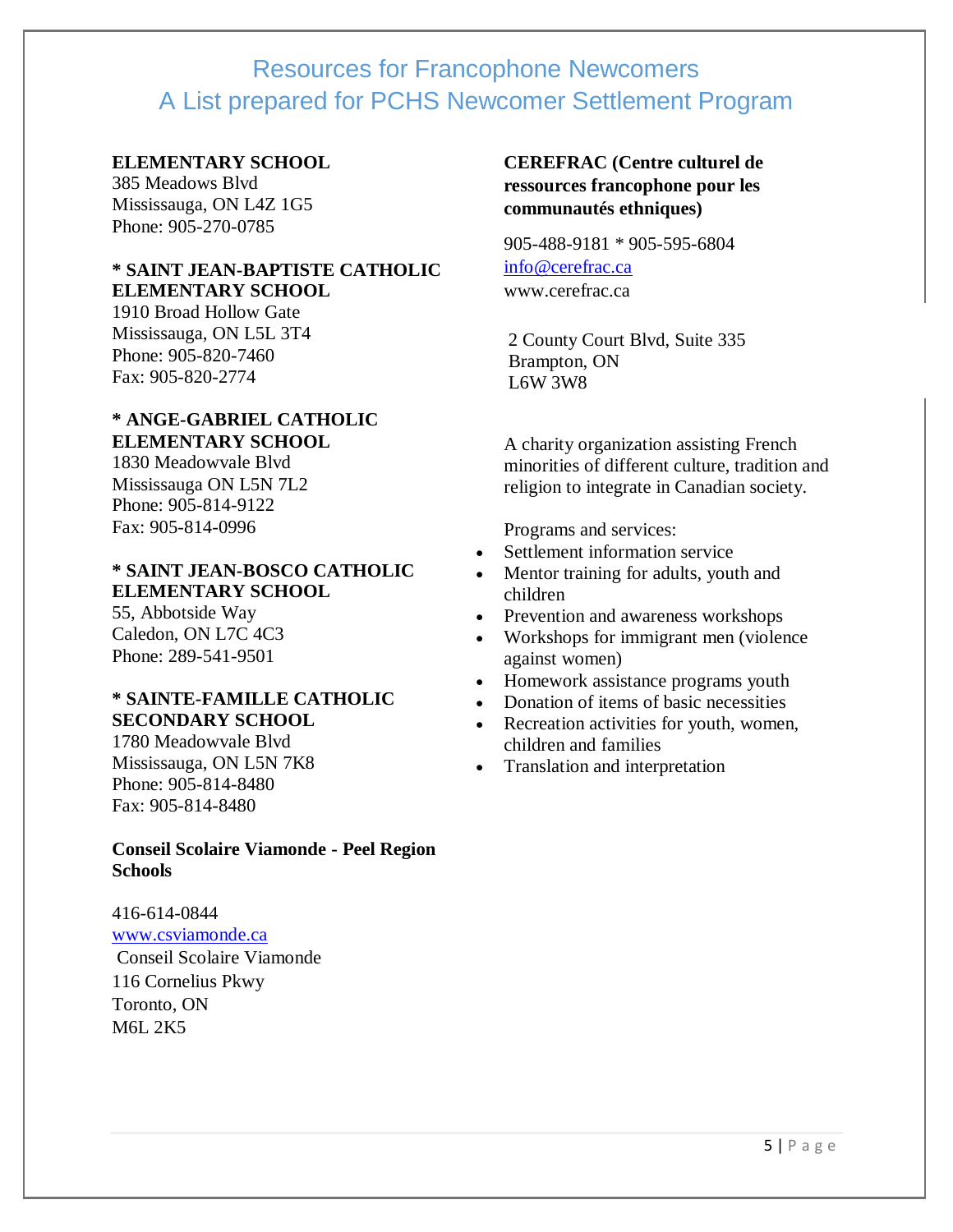# Resources for Francophone Newcomers
## A List prepared for PCHS Newcomer Settlement Program

**ELEMENTARY SCHOOL**
385 Meadows Blvd
Mississauga, ON L4Z 1G5
Phone: 905-270-0785

**\* SAINT JEAN-BAPTISTE CATHOLIC ELEMENTARY SCHOOL**
1910 Broad Hollow Gate
Mississauga, ON L5L 3T4
Phone: 905-820-7460
Fax: 905-820-2774

**\* ANGE-GABRIEL CATHOLIC ELEMENTARY SCHOOL**
1830 Meadowvale Blvd
Mississauga ON L5N 7L2
Phone: 905-814-9122
Fax: 905-814-0996

**\* SAINT JEAN-BOSCO CATHOLIC ELEMENTARY SCHOOL**
55, Abbotside Way
Caledon, ON L7C 4C3
Phone: 289-541-9501

**\* SAINTE-FAMILLE CATHOLIC SECONDARY SCHOOL**
1780 Meadowvale Blvd
Mississauga, ON L5N 7K8
Phone: 905-814-8480
Fax: 905-814-8480

**Conseil Scolaire Viamonde - Peel Region Schools**

416-614-0844
www.csviamonde.ca
Conseil Scolaire Viamonde
116 Cornelius Pkwy
Toronto, ON
M6L 2K5

**CEREFRAC (Centre culturel de ressources francophone pour les communautés ethniques)**

905-488-9181 * 905-595-6804
info@cerefrac.ca
www.cerefrac.ca

2 County Court Blvd, Suite 335
Brampton, ON
L6W 3W8

A charity organization assisting French minorities of different culture, tradition and religion to integrate in Canadian society.

Programs and services:

- Settlement information service
- Mentor training for adults, youth and children
- Prevention and awareness workshops
- Workshops for immigrant men (violence against women)
- Homework assistance programs youth
- Donation of items of basic necessities
- Recreation activities for youth, women, children and families
- Translation and interpretation